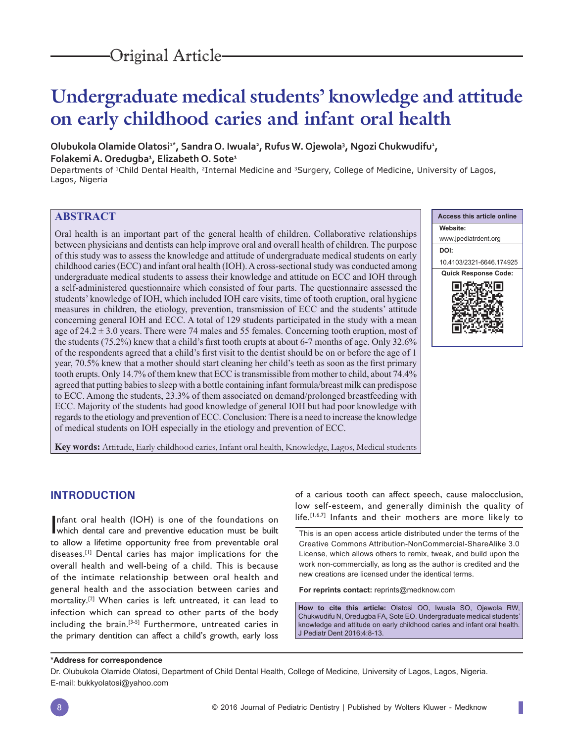Original Article

# Undergraduate medical students' knowledge and attitude on early childhood caries and infant oral health

**Olubukola Olamide Olatosi[1*], Sandra O. Iwuala[2], Rufus W. Ojewola[3], Ngozi Chukwudifu[1], Folakemi A. Oredugba[1], Elizabeth O. Sote[1]**

Departments of [1]Child Dental Health, [2]Internal Medicine and [3]Surgery, College of Medicine, University of Lagos, Lagos, Nigeria

## ABSTRACT

Oral health is an important part of the general health of children. Collaborative relationships between physicians and dentists can help improve oral and overall health of children. The purpose of this study was to assess the knowledge and attitude of undergraduate medical students on early childhood caries (ECC) and infant oral health (IOH). A cross-sectional study was conducted among undergraduate medical students to assess their knowledge and attitude on ECC and IOH through a self-administered questionnaire which consisted of four parts. The questionnaire assessed the students' knowledge of IOH, which included IOH care visits, time of tooth eruption, oral hygiene measures in children, the etiology, prevention, transmission of ECC and the students' attitude concerning general IOH and ECC. A total of 129 students participated in the study with a mean age of 24.2 ± 3.0 years. There were 74 males and 55 females. Concerning tooth eruption, most of the students (75.2%) knew that a child's first tooth erupts at about 6-7 months of age. Only 32.6% of the respondents agreed that a child's first visit to the dentist should be on or before the age of 1 year, 70.5% knew that a mother should start cleaning her child's teeth as soon as the first primary tooth erupts. Only 14.7% of them knew that ECC is transmissible from mother to child, about 74.4% agreed that putting babies to sleep with a bottle containing infant formula/breast milk can predispose to ECC. Among the students, 23.3% of them associated on demand/prolonged breastfeeding with ECC. Majority of the students had good knowledge of general IOH but had poor knowledge with regards to the etiology and prevention of ECC. Conclusion: There is a need to increase the knowledge of medical students on IOH especially in the etiology and prevention of ECC.

**Key words:** Attitude, Early childhood caries, Infant oral health, Knowledge, Lagos, Medical students

| Access this article online |
| --- |
| **Website:** www.jpediatrdent.org |
| **DOI:** 10.4103/2321-6646.174925 |
| **Quick Response Code:** |

## INTRODUCTION

Infant oral health (IOH) is one of the foundations on which dental care and preventive education must be built to allow a lifetime opportunity free from preventable oral diseases.[1] Dental caries has major implications for the overall health and well-being of a child. This is because of the intimate relationship between oral health and general health and the association between caries and mortality.[2] When caries is left untreated, it can lead to infection which can spread to other parts of the body including the brain.[3-5] Furthermore, untreated caries in the primary dentition can affect a child's growth, early loss of a carious tooth can affect speech, cause malocclusion, low self-esteem, and generally diminish the quality of life.[1,6,7] Infants and their mothers are more likely to

This is an open access article distributed under the terms of the Creative Commons Attribution-NonCommercial-ShareAlike 3.0 License, which allows others to remix, tweak, and build upon the work non-commercially, as long as the author is credited and the new creations are licensed under the identical terms.

**For reprints contact:** reprints@medknow.com

**How to cite this article:** Olatosi OO, Iwuala SO, Ojewola RW, Chukwudifu N, Oredugba FA, Sote EO. Undergraduate medical students' knowledge and attitude on early childhood caries and infant oral health. J Pediatr Dent 2016;4:8-13.

**\*Address for correspondence**
Dr. Olubukola Olamide Olatosi, Department of Child Dental Health, College of Medicine, University of Lagos, Lagos, Nigeria.
E-mail: bukkyolatosi@yahoo.com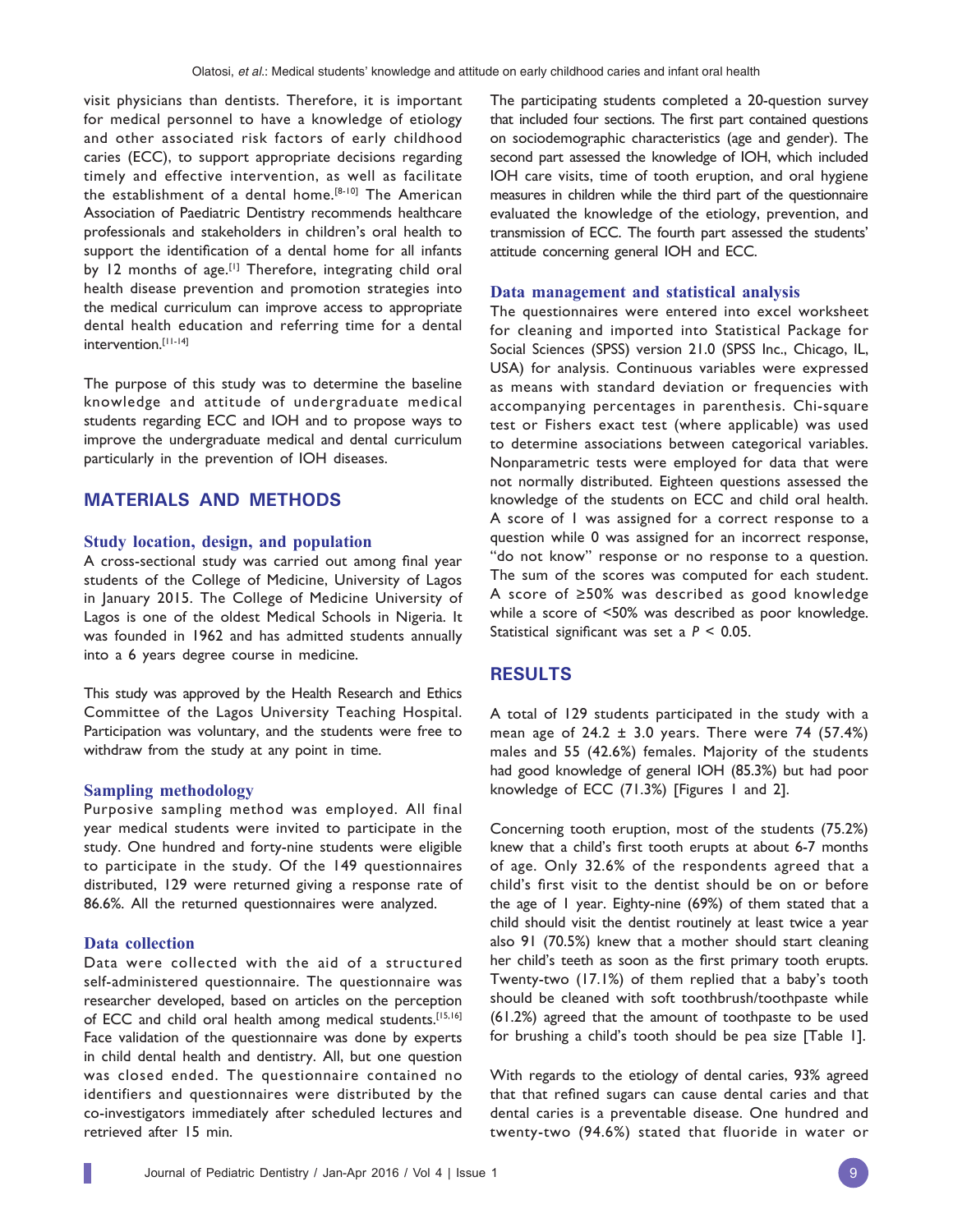visit physicians than dentists. Therefore, it is important for medical personnel to have a knowledge of etiology and other associated risk factors of early childhood caries (ECC), to support appropriate decisions regarding timely and effective intervention, as well as facilitate the establishment of a dental home.[8-10] The American Association of Paediatric Dentistry recommends healthcare professionals and stakeholders in children's oral health to support the identification of a dental home for all infants by 12 months of age.[1] Therefore, integrating child oral health disease prevention and promotion strategies into the medical curriculum can improve access to appropriate dental health education and referring time for a dental intervention.[11-14]

The purpose of this study was to determine the baseline knowledge and attitude of undergraduate medical students regarding ECC and IOH and to propose ways to improve the undergraduate medical and dental curriculum particularly in the prevention of IOH diseases.

## MATERIALS AND METHODS

### Study location, design, and population

A cross-sectional study was carried out among final year students of the College of Medicine, University of Lagos in January 2015. The College of Medicine University of Lagos is one of the oldest Medical Schools in Nigeria. It was founded in 1962 and has admitted students annually into a 6 years degree course in medicine.

This study was approved by the Health Research and Ethics Committee of the Lagos University Teaching Hospital. Participation was voluntary, and the students were free to withdraw from the study at any point in time.

### Sampling methodology

Purposive sampling method was employed. All final year medical students were invited to participate in the study. One hundred and forty-nine students were eligible to participate in the study. Of the 149 questionnaires distributed, 129 were returned giving a response rate of 86.6%. All the returned questionnaires were analyzed.

### Data collection

Data were collected with the aid of a structured self-administered questionnaire. The questionnaire was researcher developed, based on articles on the perception of ECC and child oral health among medical students.[15,16] Face validation of the questionnaire was done by experts in child dental health and dentistry. All, but one question was closed ended. The questionnaire contained no identifiers and questionnaires were distributed by the co-investigators immediately after scheduled lectures and retrieved after 15 min.

The participating students completed a 20-question survey that included four sections. The first part contained questions on sociodemographic characteristics (age and gender). The second part assessed the knowledge of IOH, which included IOH care visits, time of tooth eruption, and oral hygiene measures in children while the third part of the questionnaire evaluated the knowledge of the etiology, prevention, and transmission of ECC. The fourth part assessed the students' attitude concerning general IOH and ECC.

### Data management and statistical analysis

The questionnaires were entered into excel worksheet for cleaning and imported into Statistical Package for Social Sciences (SPSS) version 21.0 (SPSS Inc., Chicago, IL, USA) for analysis. Continuous variables were expressed as means with standard deviation or frequencies with accompanying percentages in parenthesis. Chi-square test or Fishers exact test (where applicable) was used to determine associations between categorical variables. Nonparametric tests were employed for data that were not normally distributed. Eighteen questions assessed the knowledge of the students on ECC and child oral health. A score of 1 was assigned for a correct response to a question while 0 was assigned for an incorrect response, "do not know" response or no response to a question. The sum of the scores was computed for each student. A score of ≥50% was described as good knowledge while a score of <50% was described as poor knowledge. Statistical significant was set a $P < 0.05$.

## RESULTS

A total of 129 students participated in the study with a mean age of 24.2 ± 3.0 years. There were 74 (57.4%) males and 55 (42.6%) females. Majority of the students had good knowledge of general IOH (85.3%) but had poor knowledge of ECC (71.3%) [Figures 1 and 2].

Concerning tooth eruption, most of the students (75.2%) knew that a child's first tooth erupts at about 6-7 months of age. Only 32.6% of the respondents agreed that a child's first visit to the dentist should be on or before the age of 1 year. Eighty-nine (69%) of them stated that a child should visit the dentist routinely at least twice a year also 91 (70.5%) knew that a mother should start cleaning her child's teeth as soon as the first primary tooth erupts. Twenty-two (17.1%) of them replied that a baby's tooth should be cleaned with soft toothbrush/toothpaste while (61.2%) agreed that the amount of toothpaste to be used for brushing a child's tooth should be pea size [Table 1].

With regards to the etiology of dental caries, 93% agreed that that refined sugars can cause dental caries and that dental caries is a preventable disease. One hundred and twenty-two (94.6%) stated that fluoride in water or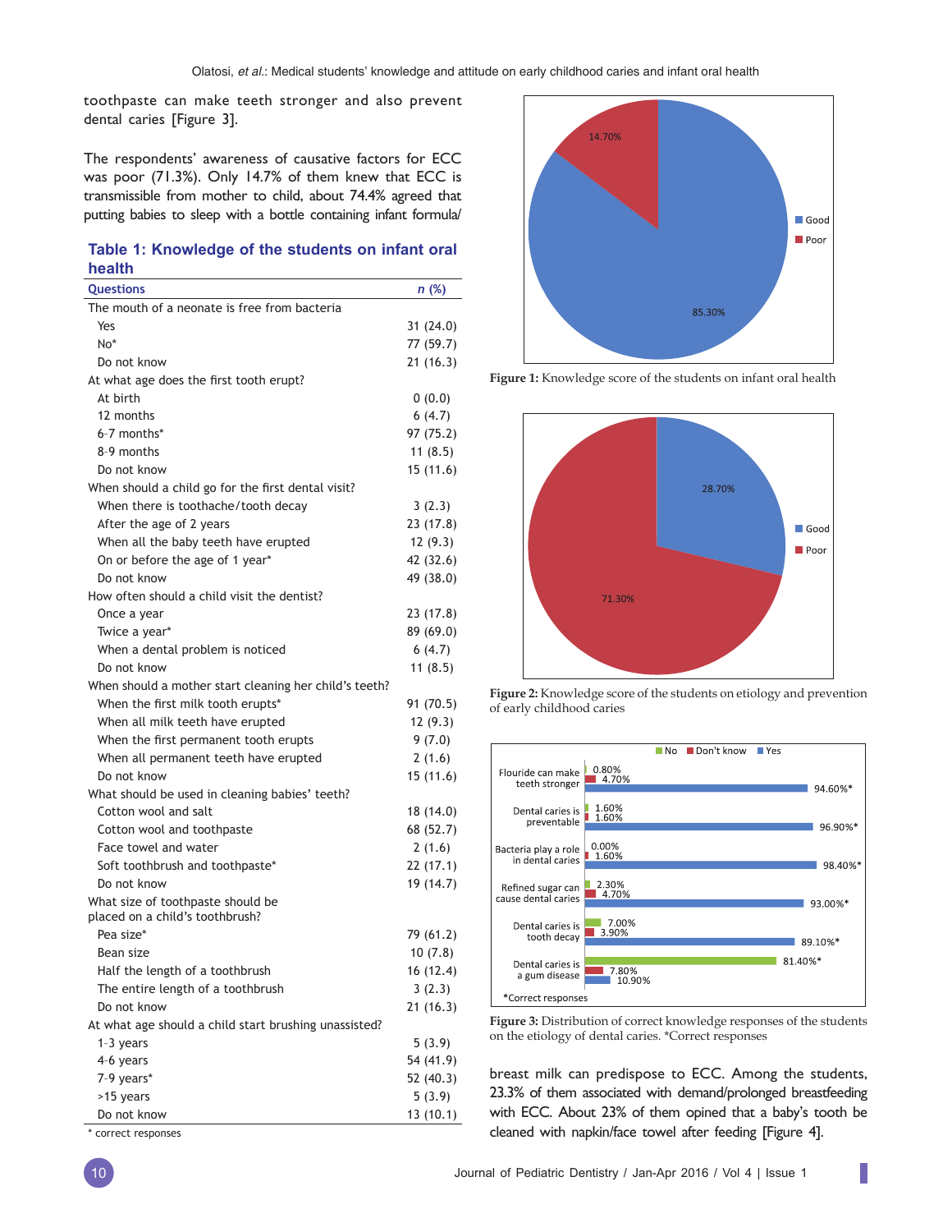toothpaste can make teeth stronger and also prevent dental caries [Figure 3].

The respondents' awareness of causative factors for ECC was poor (71.3%). Only 14.7% of them knew that ECC is transmissible from mother to child, about 74.4% agreed that putting babies to sleep with a bottle containing infant formula/breast milk can predispose to ECC. Among the students, 23.3% of them associated with demand/prolonged breastfeeding with ECC. About 23% of them opined that a baby's tooth be cleaned with napkin/face towel after feeding [Figure 4].

**Table 1: Knowledge of the students on infant oral health**

| Questions | n (%) |
|---|---|
| The mouth of a neonate is free from bacteria | |
| Yes | 31 (24.0) |
| No* | 77 (59.7) |
| Do not know | 21 (16.3) |
| At what age does the first tooth erupt? | |
| At birth | 0 (0.0) |
| 12 months | 6 (4.7) |
| 6-7 months* | 97 (75.2) |
| 8-9 months | 11 (8.5) |
| Do not know | 15 (11.6) |
| When should a child go for the first dental visit? | |
| When there is toothache/tooth decay | 3 (2.3) |
| After the age of 2 years | 23 (17.8) |
| When all the baby teeth have erupted | 12 (9.3) |
| On or before the age of 1 year* | 42 (32.6) |
| Do not know | 49 (38.0) |
| How often should a child visit the dentist? | |
| Once a year | 23 (17.8) |
| Twice a year* | 89 (69.0) |
| When a dental problem is noticed | 6 (4.7) |
| Do not know | 11 (8.5) |
| When should a mother start cleaning her child's teeth? | |
| When the first milk tooth erupts* | 91 (70.5) |
| When all milk teeth have erupted | 12 (9.3) |
| When the first permanent tooth erupts | 9 (7.0) |
| When all permanent teeth have erupted | 2 (1.6) |
| Do not know | 15 (11.6) |
| What should be used in cleaning babies' teeth? | |
| Cotton wool and salt | 18 (14.0) |
| Cotton wool and toothpaste | 68 (52.7) |
| Face towel and water | 2 (1.6) |
| Soft toothbrush and toothpaste* | 22 (17.1) |
| Do not know | 19 (14.7) |
| What size of toothpaste should be placed on a child's toothbrush? | |
| Pea size* | 79 (61.2) |
| Bean size | 10 (7.8) |
| Half the length of a toothbrush | 16 (12.4) |
| The entire length of a toothbrush | 3 (2.3) |
| Do not know | 21 (16.3) |
| At what age should a child start brushing unassisted? | |
| 1-3 years | 5 (3.9) |
| 4-6 years | 54 (41.9) |
| 7-9 years* | 52 (40.3) |
| >15 years | 5 (3.9) |
| Do not know | 13 (10.1) |

\* correct responses

**Figure 1:** Knowledge score of the students on infant oral health

**Figure 2:** Knowledge score of the students on etiology and prevention of early childhood caries

**Figure 3:** Distribution of correct knowledge responses of the students on the etiology of dental caries. *Correct responses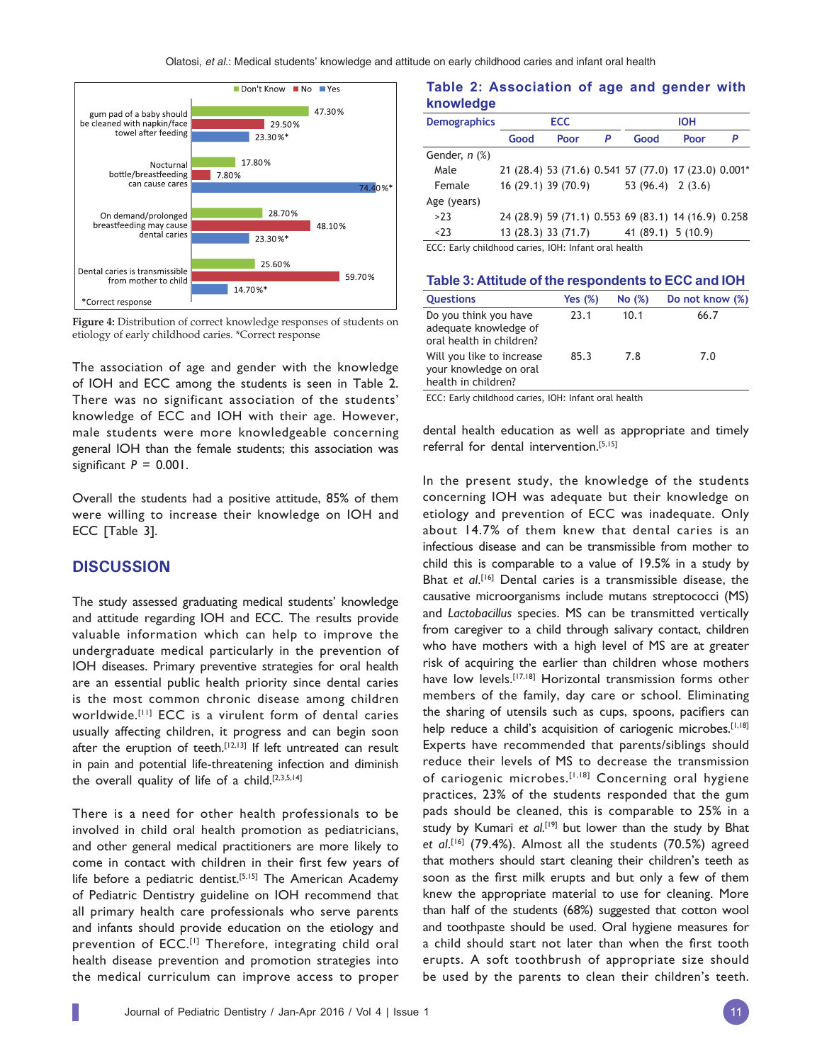Figure 4: Distribution of correct knowledge responses of students on etiology of early childhood caries. *Correct response

The association of age and gender with the knowledge of IOH and ECC among the students is seen in Table 2. There was no significant association of the students' knowledge of ECC and IOH with their age. However, male students were more knowledgeable concerning general IOH than the female students; this association was significant $P = 0.001$.

Overall the students had a positive attitude, 85% of them were willing to increase their knowledge on IOH and ECC [Table 3].

**Table 2: Association of age and gender with knowledge**

| Demographics | ECC | | | IOH | | |
|---|---|---|---|---|---|---|
| | Good | Poor | P | Good | Poor | P |
| Gender, n (%) | | | | | | |
| Male | 21 (28.4) | 53 (71.6) | 0.541 | 57 (77.0) | 17 (23.0) | 0.001* |
| Female | 16 (29.1) | 39 (70.9) | | 53 (96.4) | 2 (3.6) | |
| Age (years) | | | | | | |
| >23 | 24 (28.9) | 59 (71.1) | 0.553 | 69 (83.1) | 14 (16.9) | 0.258 |
| <23 | 13 (28.3) | 33 (71.7) | | 41 (89.1) | 5 (10.9) | |

ECC: Early childhood caries, IOH: Infant oral health

**Table 3: Attitude of the respondents to ECC and IOH**

| Questions | Yes (%) | No (%) | Do not know (%) |
|---|---|---|---|
| Do you think you have adequate knowledge of oral health in children? | 23.1 | 10.1 | 66.7 |
| Will you like to increase your knowledge on oral health in children? | 85.3 | 7.8 | 7.0 |

ECC: Early childhood caries, IOH: Infant oral health

## DISCUSSION

The study assessed graduating medical students' knowledge and attitude regarding IOH and ECC. The results provide valuable information which can help to improve the undergraduate medical particularly in the prevention of IOH diseases. Primary preventive strategies for oral health are an essential public health priority since dental caries is the most common chronic disease among children worldwide.[11] ECC is a virulent form of dental caries usually affecting children, it progress and can begin soon after the eruption of teeth.[12,13] If left untreated can result in pain and potential life-threatening infection and diminish the overall quality of life of a child.[2,3,5,14]

There is a need for other health professionals to be involved in child oral health promotion as pediatricians, and other general medical practitioners are more likely to come in contact with children in their first few years of life before a pediatric dentist.[5,15] The American Academy of Pediatric Dentistry guideline on IOH recommend that all primary health care professionals who serve parents and infants should provide education on the etiology and prevention of ECC.[1] Therefore, integrating child oral health disease prevention and promotion strategies into the medical curriculum can improve access to proper dental health education as well as appropriate and timely referral for dental intervention.[5,15]

In the present study, the knowledge of the students concerning IOH was adequate but their knowledge on etiology and prevention of ECC was inadequate. Only about 14.7% of them knew that dental caries is an infectious disease and can be transmissible from mother to child this is comparable to a value of 19.5% in a study by Bhat *et al*.[16] Dental caries is a transmissible disease, the causative microorganisms include mutans streptococci (MS) and *Lactobacillus* species. MS can be transmitted vertically from caregiver to a child through salivary contact, children who have mothers with a high level of MS are at greater risk of acquiring the earlier than children whose mothers have low levels.[17,18] Horizontal transmission forms other members of the family, day care or school. Eliminating the sharing of utensils such as cups, spoons, pacifiers can help reduce a child's acquisition of cariogenic microbes.[1,18] Experts have recommended that parents/siblings should reduce their levels of MS to decrease the transmission of cariogenic microbes.[1,18] Concerning oral hygiene practices, 23% of the students responded that the gum pads should be cleaned, this is comparable to 25% in a study by Kumari *et al*.[19] but lower than the study by Bhat *et al*.[16] (79.4%). Almost all the students (70.5%) agreed that mothers should start cleaning their children's teeth as soon as the first milk erupts and but only a few of them knew the appropriate material to use for cleaning. More than half of the students (68%) suggested that cotton wool and toothpaste should be used. Oral hygiene measures for a child should start not later than when the first tooth erupts. A soft toothbrush of appropriate size should be used by the parents to clean their children's teeth.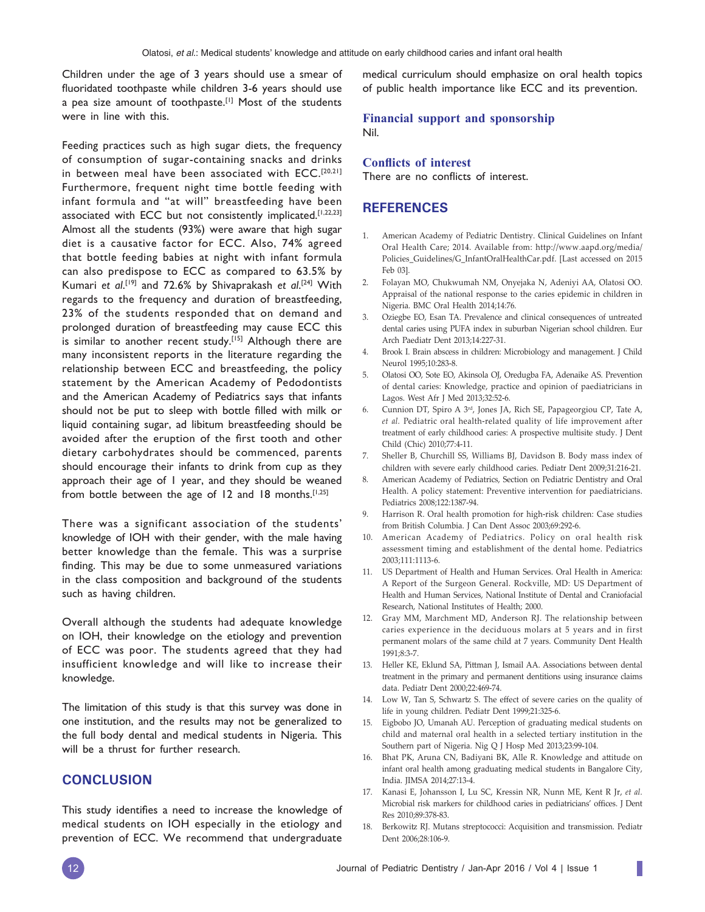Children under the age of 3 years should use a smear of fluoridated toothpaste while children 3-6 years should use a pea size amount of toothpaste.[1] Most of the students were in line with this.

Feeding practices such as high sugar diets, the frequency of consumption of sugar-containing snacks and drinks in between meal have been associated with ECC.[20,21] Furthermore, frequent night time bottle feeding with infant formula and "at will" breastfeeding have been associated with ECC but not consistently implicated.[1,22,23] Almost all the students (93%) were aware that high sugar diet is a causative factor for ECC. Also, 74% agreed that bottle feeding babies at night with infant formula can also predispose to ECC as compared to 63.5% by Kumari *et al*.[19] and 72.6% by Shivaprakash *et al*.[24] With regards to the frequency and duration of breastfeeding, 23% of the students responded that on demand and prolonged duration of breastfeeding may cause ECC this is similar to another recent study.[15] Although there are many inconsistent reports in the literature regarding the relationship between ECC and breastfeeding, the policy statement by the American Academy of Pedodontists and the American Academy of Pediatrics says that infants should not be put to sleep with bottle filled with milk or liquid containing sugar, ad libitum breastfeeding should be avoided after the eruption of the first tooth and other dietary carbohydrates should be commenced, parents should encourage their infants to drink from cup as they approach their age of 1 year, and they should be weaned from bottle between the age of 12 and 18 months.[1,25]

There was a significant association of the students' knowledge of IOH with their gender, with the male having better knowledge than the female. This was a surprise finding. This may be due to some unmeasured variations in the class composition and background of the students such as having children.

Overall although the students had adequate knowledge on IOH, their knowledge on the etiology and prevention of ECC was poor. The students agreed that they had insufficient knowledge and will like to increase their knowledge.

The limitation of this study is that this survey was done in one institution, and the results may not be generalized to the full body dental and medical students in Nigeria. This will be a thrust for further research.

## CONCLUSION

This study identifies a need to increase the knowledge of medical students on IOH especially in the etiology and prevention of ECC. We recommend that undergraduate medical curriculum should emphasize on oral health topics of public health importance like ECC and its prevention.

### Financial support and sponsorship

Nil.

### Conflicts of interest

There are no conflicts of interest.

## REFERENCES

1. American Academy of Pediatric Dentistry. Clinical Guidelines on Infant Oral Health Care; 2014. Available from: http://www.aapd.org/media/Policies_Guidelines/G_InfantOralHealthCar.pdf. [Last accessed on 2015 Feb 03].
2. Folayan MO, Chukwumah NM, Onyejaka N, Adeniyi AA, Olatosi OO. Appraisal of the national response to the caries epidemic in children in Nigeria. BMC Oral Health 2014;14:76.
3. Oziegbe EO, Esan TA. Prevalence and clinical consequences of untreated dental caries using PUFA index in suburban Nigerian school children. Eur Arch Paediatr Dent 2013;14:227-31.
4. Brook I. Brain abscess in children: Microbiology and management. J Child Neurol 1995;10:283-8.
5. Olatosi OO, Sote EO, Akinsola OJ, Oredugba FA, Adenaike AS. Prevention of dental caries: Knowledge, practice and opinion of paediatricians in Lagos. West Afr J Med 2013;32:52-6.
6. Cunnion DT, Spiro A 3rd, Jones JA, Rich SE, Papageorgiou CP, Tate A, *et al*. Pediatric oral health-related quality of life improvement after treatment of early childhood caries: A prospective multisite study. J Dent Child (Chic) 2010;77:4-11.
7. Sheller B, Churchill SS, Williams BJ, Davidson B. Body mass index of children with severe early childhood caries. Pediatr Dent 2009;31:216-21.
8. American Academy of Pediatrics, Section on Pediatric Dentistry and Oral Health. A policy statement: Preventive intervention for paediatricians. Pediatrics 2008;122:1387-94.
9. Harrison R. Oral health promotion for high-risk children: Case studies from British Columbia. J Can Dent Assoc 2003;69:292-6.
10. American Academy of Pediatrics. Policy on oral health risk assessment timing and establishment of the dental home. Pediatrics 2003;111:1113-6.
11. US Department of Health and Human Services. Oral Health in America: A Report of the Surgeon General. Rockville, MD: US Department of Health and Human Services, National Institute of Dental and Craniofacial Research, National Institutes of Health; 2000.
12. Gray MM, Marchment MD, Anderson RJ. The relationship between caries experience in the deciduous molars at 5 years and in first permanent molars of the same child at 7 years. Community Dent Health 1991;8:3-7.
13. Heller KE, Eklund SA, Pittman J, Ismail AA. Associations between dental treatment in the primary and permanent dentitions using insurance claims data. Pediatr Dent 2000;22:469-74.
14. Low W, Tan S, Schwartz S. The effect of severe caries on the quality of life in young children. Pediatr Dent 1999;21:325-6.
15. Eigbobo JO, Umanah AU. Perception of graduating medical students on child and maternal oral health in a selected tertiary institution in the Southern part of Nigeria. Nig Q J Hosp Med 2013;23:99-104.
16. Bhat PK, Aruna CN, Badiyani BK, Alle R. Knowledge and attitude on infant oral health among graduating medical students in Bangalore City, India. JIMSA 2014;27:13-4.
17. Kanasi E, Johansson I, Lu SC, Kressin NR, Nunn ME, Kent R Jr, *et al*. Microbial risk markers for childhood caries in pediatricians' offices. J Dent Res 2010;89:378-83.
18. Berkowitz RJ. Mutans streptococci: Acquisition and transmission. Pediatr Dent 2006;28:106-9.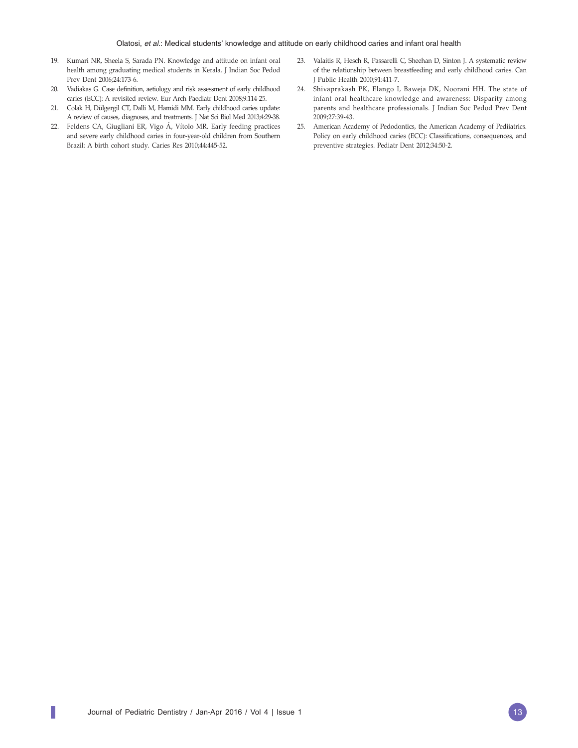19. Kumari NR, Sheela S, Sarada PN. Knowledge and attitude on infant oral health among graduating medical students in Kerala. J Indian Soc Pedod Prev Dent 2006;24:173-6.
20. Vadiakas G. Case definition, aetiology and risk assessment of early childhood caries (ECC): A revisited review. Eur Arch Paediatr Dent 2008;9:114-25.
21. Colak H, Dülgergil CT, Dalli M, Hamidi MM. Early childhood caries update: A review of causes, diagnoses, and treatments. J Nat Sci Biol Med 2013;4:29-38.
22. Feldens CA, Giugliani ER, Vigo Á, Vítolo MR. Early feeding practices and severe early childhood caries in four-year-old children from Southern Brazil: A birth cohort study. Caries Res 2010;44:445-52.
23. Valaitis R, Hesch R, Passarelli C, Sheehan D, Sinton J. A systematic review of the relationship between breastfeeding and early childhood caries. Can J Public Health 2000;91:411-7.
24. Shivaprakash PK, Elango I, Baweja DK, Noorani HH. The state of infant oral healthcare knowledge and awareness: Disparity among parents and healthcare professionals. J Indian Soc Pedod Prev Dent 2009;27:39-43.
25. American Academy of Pedodontics, the American Academy of Pediiatrics. Policy on early childhood caries (ECC): Classifications, consequences, and preventive strategies. Pediatr Dent 2012;34:50-2.